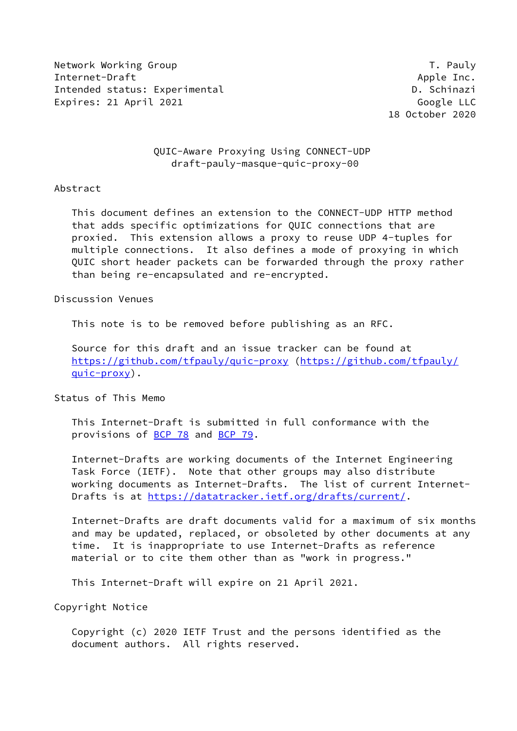Network Working Group T. Pauly
Internet-Draft Apple Inc.
Intended status: Experimental D. Schinazi
Expires: 21 April 2021 Google LLC
18 October 2020

# QUIC-Aware Proxying Using CONNECT-UDP
draft-pauly-masque-quic-proxy-00

## Abstract

This document defines an extension to the CONNECT-UDP HTTP method that adds specific optimizations for QUIC connections that are proxied. This extension allows a proxy to reuse UDP 4-tuples for multiple connections. It also defines a mode of proxying in which QUIC short header packets can be forwarded through the proxy rather than being re-encapsulated and re-encrypted.

## Discussion Venues

This note is to be removed before publishing as an RFC.

Source for this draft and an issue tracker can be found at https://github.com/tfpauly/quic-proxy (https://github.com/tfpauly/quic-proxy).

## Status of This Memo

This Internet-Draft is submitted in full conformance with the provisions of BCP 78 and BCP 79.

Internet-Drafts are working documents of the Internet Engineering Task Force (IETF). Note that other groups may also distribute working documents as Internet-Drafts. The list of current Internet-Drafts is at https://datatracker.ietf.org/drafts/current/.

Internet-Drafts are draft documents valid for a maximum of six months and may be updated, replaced, or obsoleted by other documents at any time. It is inappropriate to use Internet-Drafts as reference material or to cite them other than as "work in progress."

This Internet-Draft will expire on 21 April 2021.

## Copyright Notice

Copyright (c) 2020 IETF Trust and the persons identified as the document authors. All rights reserved.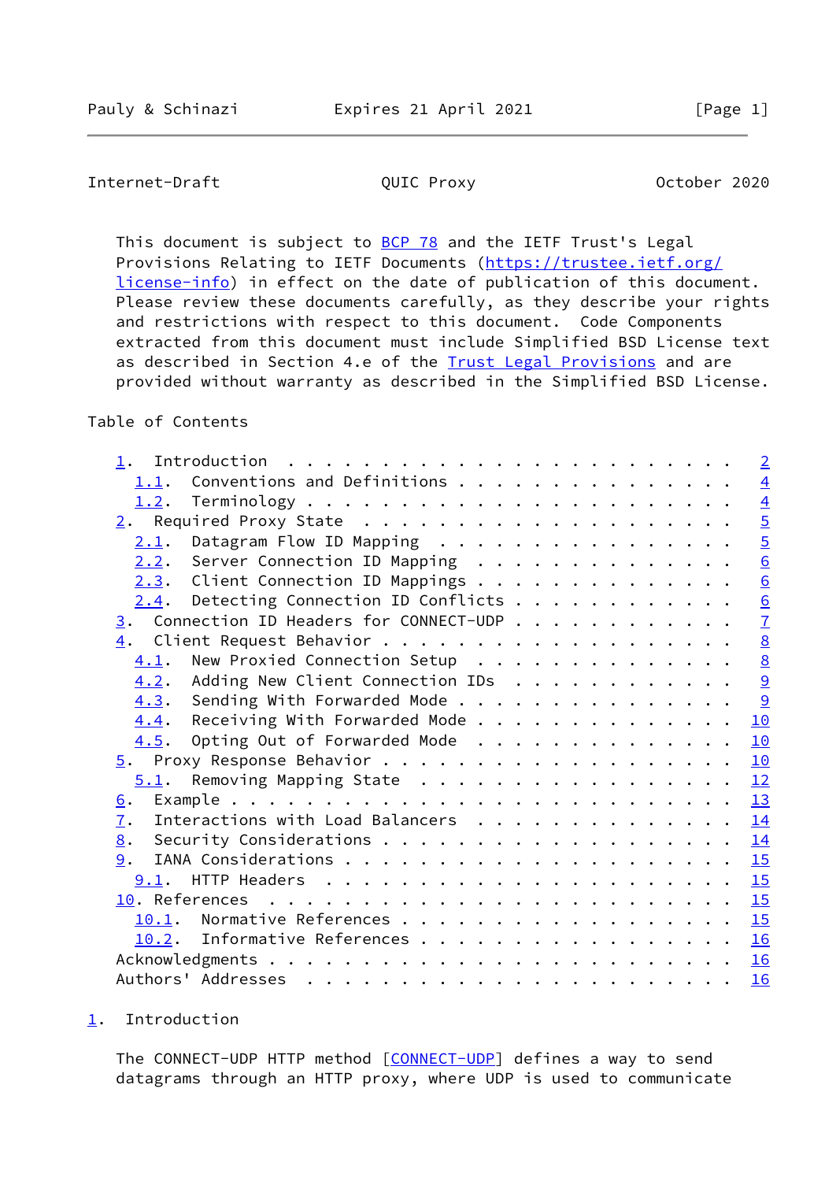This document is subject to BCP 78 and the IETF Trust's Legal Provisions Relating to IETF Documents (https://trustee.ietf.org/license-info) in effect on the date of publication of this document. Please review these documents carefully, as they describe your rights and restrictions with respect to this document. Code Components extracted from this document must include Simplified BSD License text as described in Section 4.e of the Trust Legal Provisions and are provided without warranty as described in the Simplified BSD License.

## Table of Contents

```
   1.  Introduction  . . . . . . . . . . . . . . . . . . . . . . . .   2
     1.1.  Conventions and Definitions . . . . . . . . . . . . . . .   4
     1.2.  Terminology . . . . . . . . . . . . . . . . . . . . . . .   4
   2.  Required Proxy State  . . . . . . . . . . . . . . . . . . . .   5
     2.1.  Datagram Flow ID Mapping  . . . . . . . . . . . . . . . .   5
     2.2.  Server Connection ID Mapping  . . . . . . . . . . . . . .   6
     2.3.  Client Connection ID Mappings . . . . . . . . . . . . . .   6
     2.4.  Detecting Connection ID Conflicts . . . . . . . . . . . .   6
   3.  Connection ID Headers for CONNECT-UDP . . . . . . . . . . . .   7
   4.  Client Request Behavior . . . . . . . . . . . . . . . . . . .   8
     4.1.  New Proxied Connection Setup  . . . . . . . . . . . . . .   8
     4.2.  Adding New Client Connection IDs  . . . . . . . . . . . .   9
     4.3.  Sending With Forwarded Mode . . . . . . . . . . . . . . .   9
     4.4.  Receiving With Forwarded Mode . . . . . . . . . . . . . .  10
     4.5.  Opting Out of Forwarded Mode  . . . . . . . . . . . . . .  10
   5.  Proxy Response Behavior . . . . . . . . . . . . . . . . . . .  10
     5.1.  Removing Mapping State  . . . . . . . . . . . . . . . . .  12
   6.  Example . . . . . . . . . . . . . . . . . . . . . . . . . . .  13
   7.  Interactions with Load Balancers  . . . . . . . . . . . . . .  14
   8.  Security Considerations . . . . . . . . . . . . . . . . . . .  14
   9.  IANA Considerations . . . . . . . . . . . . . . . . . . . . .  15
     9.1.  HTTP Headers  . . . . . . . . . . . . . . . . . . . . . .  15
   10. References  . . . . . . . . . . . . . . . . . . . . . . . . .  15
     10.1.  Normative References . . . . . . . . . . . . . . . . . .  15
     10.2.  Informative References . . . . . . . . . . . . . . . . .  16
   Acknowledgments . . . . . . . . . . . . . . . . . . . . . . . . .  16
   Authors' Addresses  . . . . . . . . . . . . . . . . . . . . . . .  16
```

## 1. Introduction

The CONNECT-UDP HTTP method [CONNECT-UDP] defines a way to send datagrams through an HTTP proxy, where UDP is used to communicate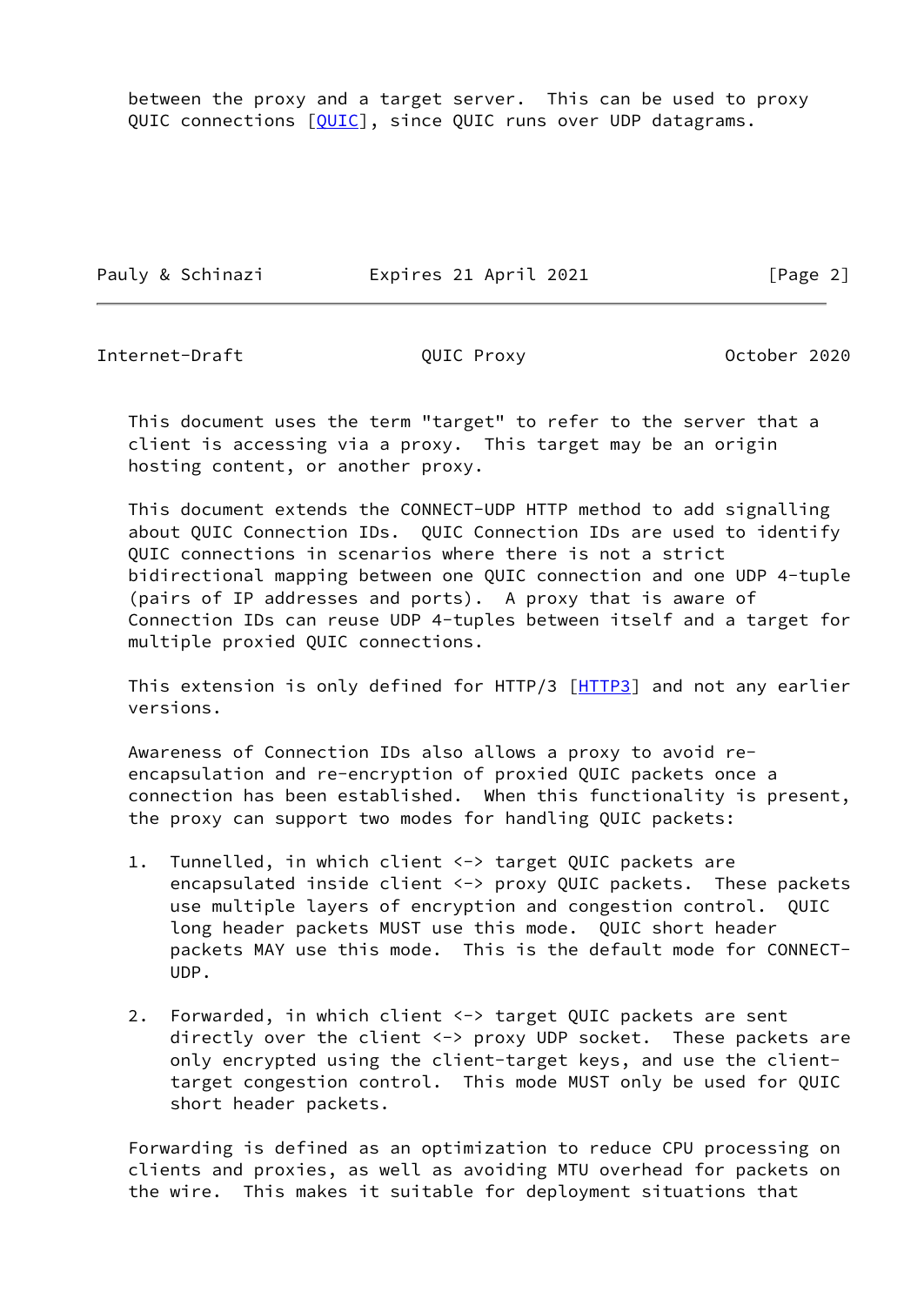between the proxy and a target server. This can be used to proxy QUIC connections [QUIC], since QUIC runs over UDP datagrams.

This document uses the term "target" to refer to the server that a client is accessing via a proxy. This target may be an origin hosting content, or another proxy.

This document extends the CONNECT-UDP HTTP method to add signalling about QUIC Connection IDs. QUIC Connection IDs are used to identify QUIC connections in scenarios where there is not a strict bidirectional mapping between one QUIC connection and one UDP 4-tuple (pairs of IP addresses and ports). A proxy that is aware of Connection IDs can reuse UDP 4-tuples between itself and a target for multiple proxied QUIC connections.

This extension is only defined for HTTP/3 [HTTP3] and not any earlier versions.

Awareness of Connection IDs also allows a proxy to avoid re-encapsulation and re-encryption of proxied QUIC packets once a connection has been established. When this functionality is present, the proxy can support two modes for handling QUIC packets:

1. Tunnelled, in which client <-> target QUIC packets are encapsulated inside client <-> proxy QUIC packets. These packets use multiple layers of encryption and congestion control. QUIC long header packets MUST use this mode. QUIC short header packets MAY use this mode. This is the default mode for CONNECT-UDP.

2. Forwarded, in which client <-> target QUIC packets are sent directly over the client <-> proxy UDP socket. These packets are only encrypted using the client-target keys, and use the client-target congestion control. This mode MUST only be used for QUIC short header packets.

Forwarding is defined as an optimization to reduce CPU processing on clients and proxies, as well as avoiding MTU overhead for packets on the wire. This makes it suitable for deployment situations that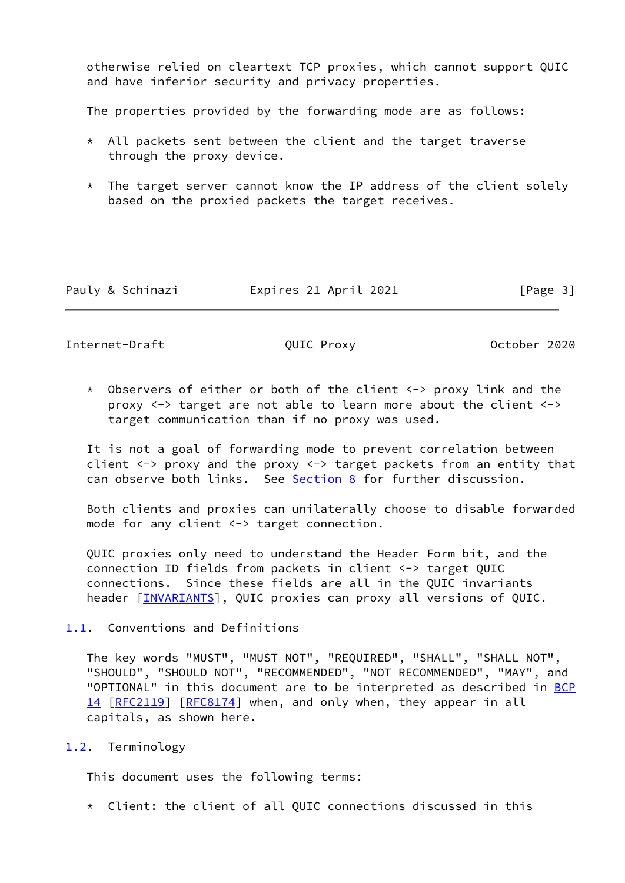otherwise relied on cleartext TCP proxies, which cannot support QUIC and have inferior security and privacy properties.

The properties provided by the forwarding mode are as follows:

* All packets sent between the client and the target traverse through the proxy device.

* The target server cannot know the IP address of the client solely based on the proxied packets the target receives.

* Observers of either or both of the client <-> proxy link and the proxy <-> target are not able to learn more about the client <-> target communication than if no proxy was used.

It is not a goal of forwarding mode to prevent correlation between client <-> proxy and the proxy <-> target packets from an entity that can observe both links. See Section 8 for further discussion.

Both clients and proxies can unilaterally choose to disable forwarded mode for any client <-> target connection.

QUIC proxies only need to understand the Header Form bit, and the connection ID fields from packets in client <-> target QUIC connections. Since these fields are all in the QUIC invariants header [INVARIANTS], QUIC proxies can proxy all versions of QUIC.

## 1.1. Conventions and Definitions

The key words "MUST", "MUST NOT", "REQUIRED", "SHALL", "SHALL NOT", "SHOULD", "SHOULD NOT", "RECOMMENDED", "NOT RECOMMENDED", "MAY", and "OPTIONAL" in this document are to be interpreted as described in BCP 14 [RFC2119] [RFC8174] when, and only when, they appear in all capitals, as shown here.

## 1.2. Terminology

This document uses the following terms:

* Client: the client of all QUIC connections discussed in this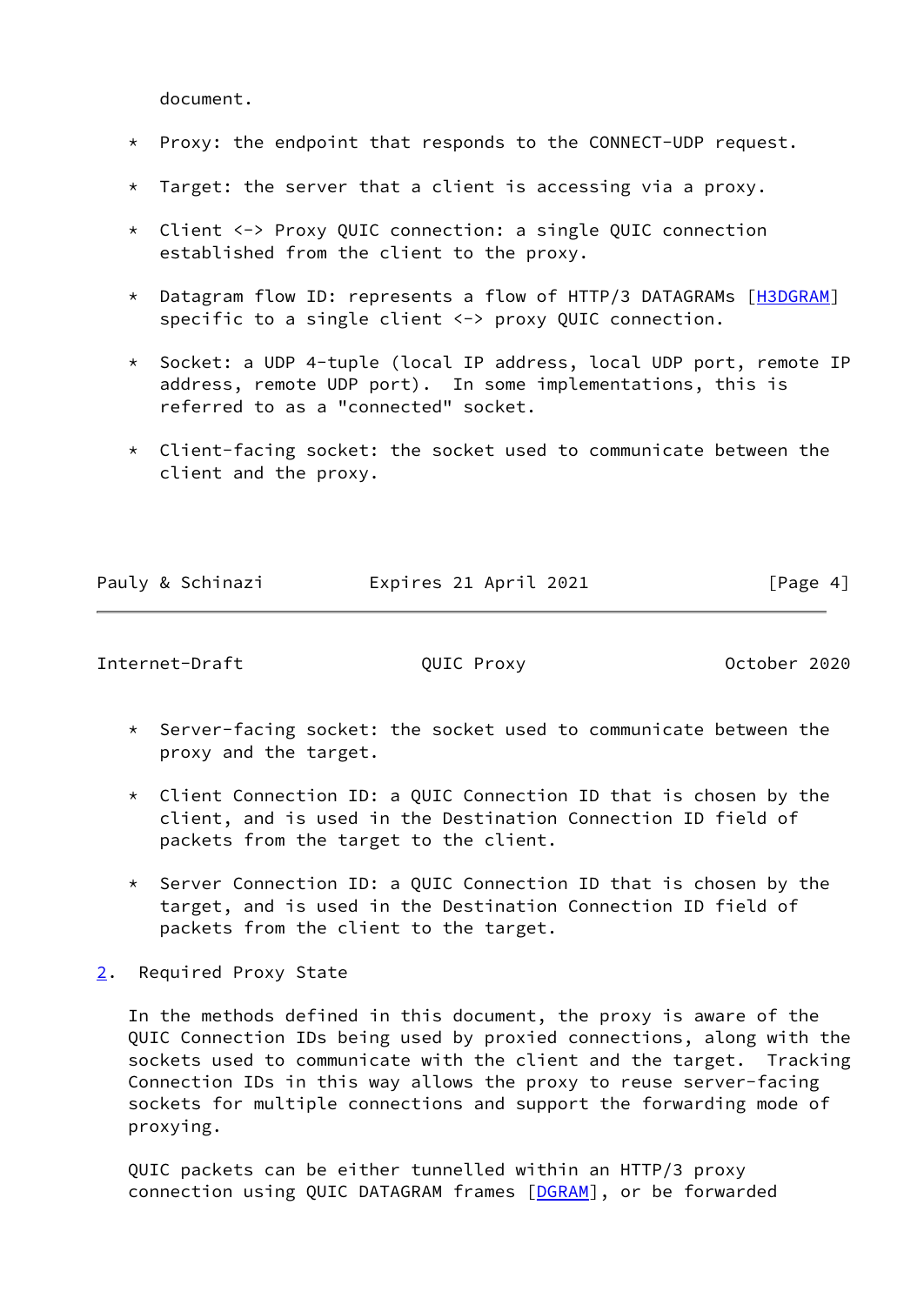document.

* Proxy: the endpoint that responds to the CONNECT-UDP request.

* Target: the server that a client is accessing via a proxy.

* Client <-> Proxy QUIC connection: a single QUIC connection established from the client to the proxy.

* Datagram flow ID: represents a flow of HTTP/3 DATAGRAMs [H3DGRAM] specific to a single client <-> proxy QUIC connection.

* Socket: a UDP 4-tuple (local IP address, local UDP port, remote IP address, remote UDP port). In some implementations, this is referred to as a "connected" socket.

* Client-facing socket: the socket used to communicate between the client and the proxy.

* Server-facing socket: the socket used to communicate between the proxy and the target.

* Client Connection ID: a QUIC Connection ID that is chosen by the client, and is used in the Destination Connection ID field of packets from the target to the client.

* Server Connection ID: a QUIC Connection ID that is chosen by the target, and is used in the Destination Connection ID field of packets from the client to the target.

## 2. Required Proxy State

In the methods defined in this document, the proxy is aware of the QUIC Connection IDs being used by proxied connections, along with the sockets used to communicate with the client and the target. Tracking Connection IDs in this way allows the proxy to reuse server-facing sockets for multiple connections and support the forwarding mode of proxying.

QUIC packets can be either tunnelled within an HTTP/3 proxy connection using QUIC DATAGRAM frames [DGRAM], or be forwarded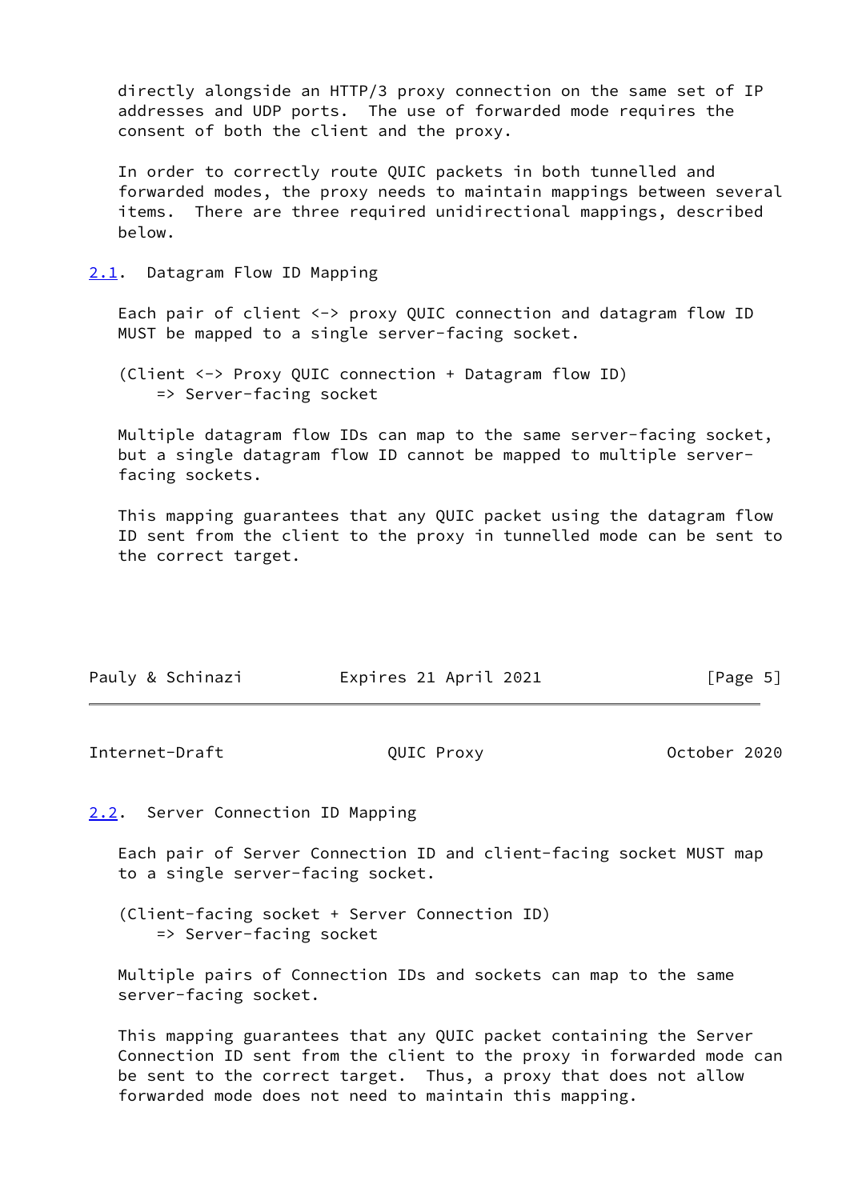directly alongside an HTTP/3 proxy connection on the same set of IP addresses and UDP ports. The use of forwarded mode requires the consent of both the client and the proxy.

In order to correctly route QUIC packets in both tunnelled and forwarded modes, the proxy needs to maintain mappings between several items. There are three required unidirectional mappings, described below.

## 2.1. Datagram Flow ID Mapping

Each pair of client <-> proxy QUIC connection and datagram flow ID MUST be mapped to a single server-facing socket.

```
(Client <-> Proxy QUIC connection + Datagram flow ID)
    => Server-facing socket
```

Multiple datagram flow IDs can map to the same server-facing socket, but a single datagram flow ID cannot be mapped to multiple server-facing sockets.

This mapping guarantees that any QUIC packet using the datagram flow ID sent from the client to the proxy in tunnelled mode can be sent to the correct target.

## 2.2. Server Connection ID Mapping

Each pair of Server Connection ID and client-facing socket MUST map to a single server-facing socket.

```
(Client-facing socket + Server Connection ID)
    => Server-facing socket
```

Multiple pairs of Connection IDs and sockets can map to the same server-facing socket.

This mapping guarantees that any QUIC packet containing the Server Connection ID sent from the client to the proxy in forwarded mode can be sent to the correct target. Thus, a proxy that does not allow forwarded mode does not need to maintain this mapping.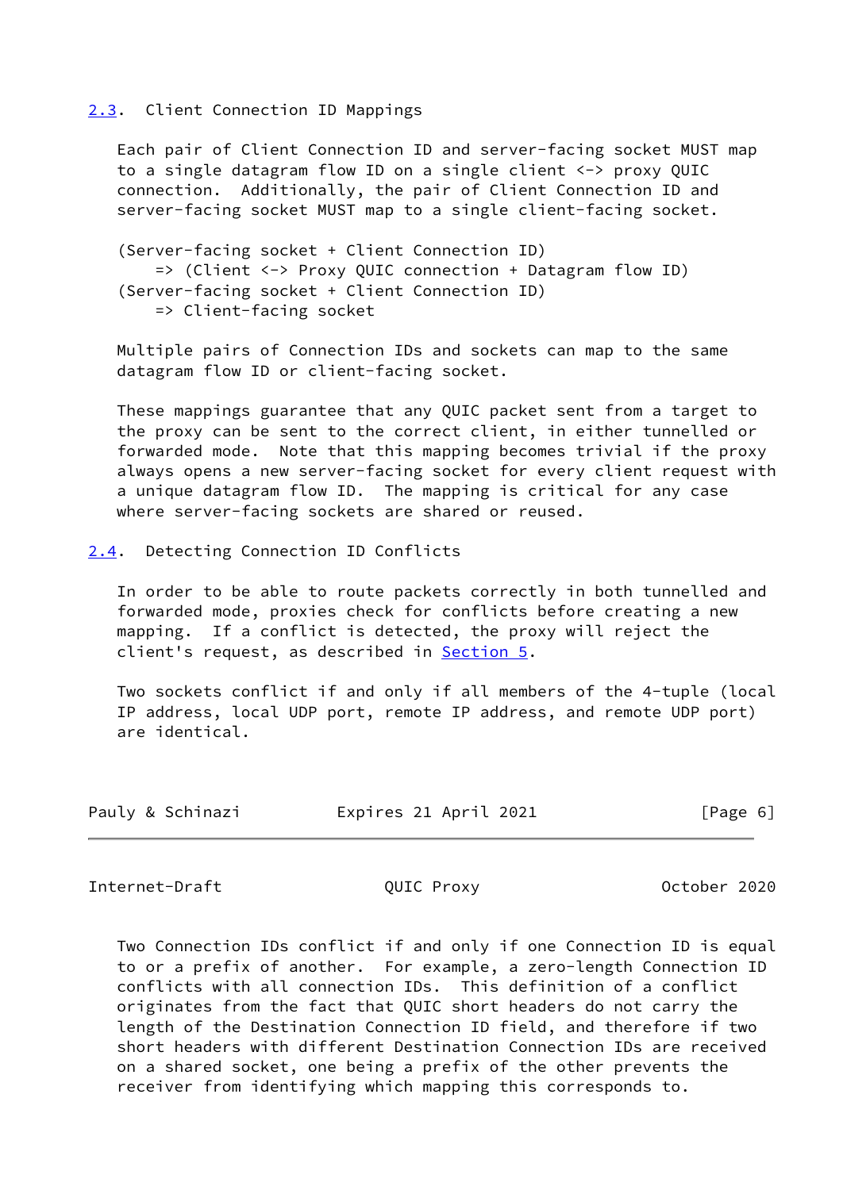## 2.3. Client Connection ID Mappings

Each pair of Client Connection ID and server-facing socket MUST map to a single datagram flow ID on a single client <-> proxy QUIC connection. Additionally, the pair of Client Connection ID and server-facing socket MUST map to a single client-facing socket.

```
(Server-facing socket + Client Connection ID)
    => (Client <-> Proxy QUIC connection + Datagram flow ID)
(Server-facing socket + Client Connection ID)
    => Client-facing socket
```

Multiple pairs of Connection IDs and sockets can map to the same datagram flow ID or client-facing socket.

These mappings guarantee that any QUIC packet sent from a target to the proxy can be sent to the correct client, in either tunnelled or forwarded mode. Note that this mapping becomes trivial if the proxy always opens a new server-facing socket for every client request with a unique datagram flow ID. The mapping is critical for any case where server-facing sockets are shared or reused.

## 2.4. Detecting Connection ID Conflicts

In order to be able to route packets correctly in both tunnelled and forwarded mode, proxies check for conflicts before creating a new mapping. If a conflict is detected, the proxy will reject the client's request, as described in Section 5.

Two sockets conflict if and only if all members of the 4-tuple (local IP address, local UDP port, remote IP address, and remote UDP port) are identical.

Two Connection IDs conflict if and only if one Connection ID is equal to or a prefix of another. For example, a zero-length Connection ID conflicts with all connection IDs. This definition of a conflict originates from the fact that QUIC short headers do not carry the length of the Destination Connection ID field, and therefore if two short headers with different Destination Connection IDs are received on a shared socket, one being a prefix of the other prevents the receiver from identifying which mapping this corresponds to.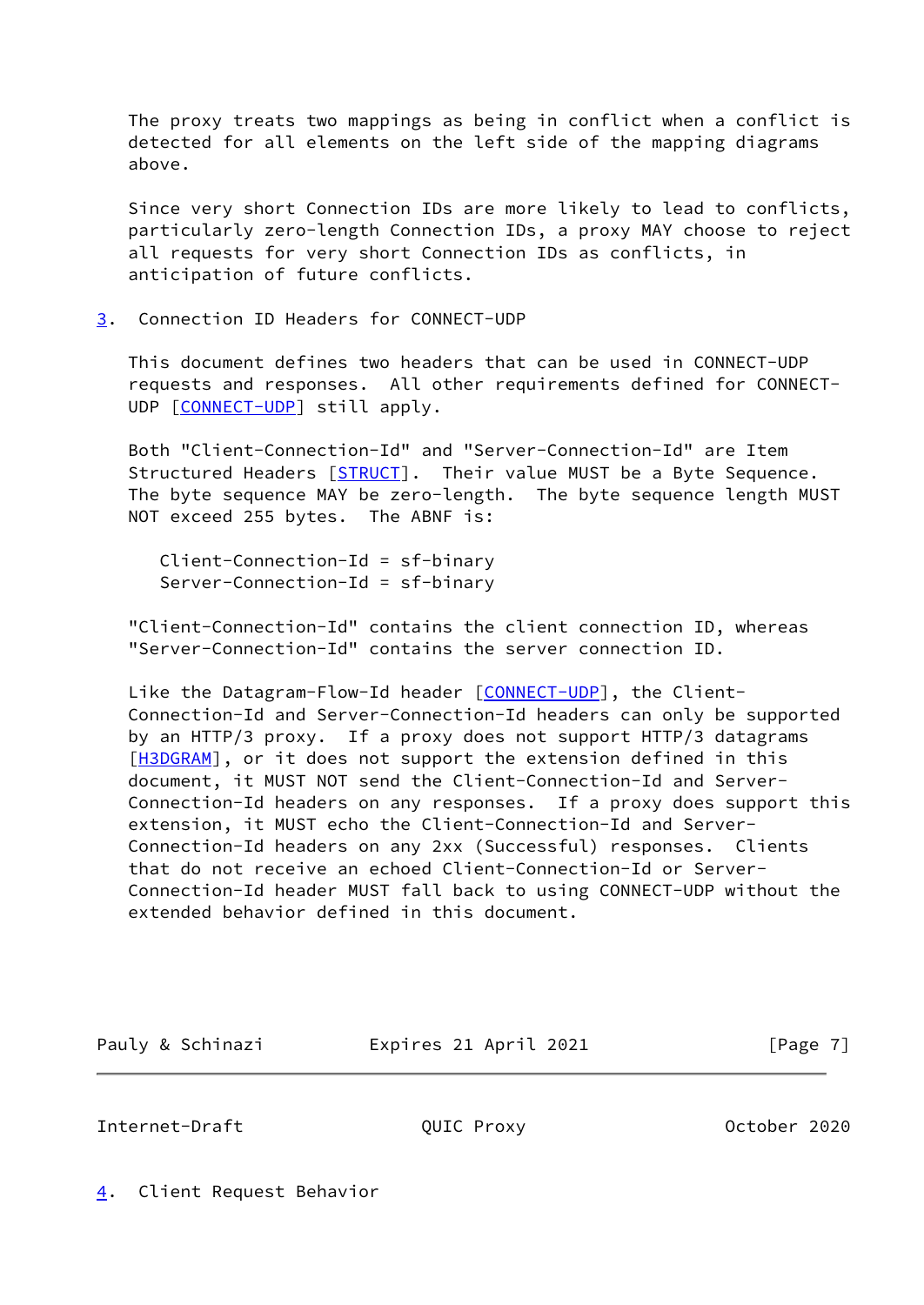The proxy treats two mappings as being in conflict when a conflict is detected for all elements on the left side of the mapping diagrams above.

Since very short Connection IDs are more likely to lead to conflicts, particularly zero-length Connection IDs, a proxy MAY choose to reject all requests for very short Connection IDs as conflicts, in anticipation of future conflicts.

## 3. Connection ID Headers for CONNECT-UDP

This document defines two headers that can be used in CONNECT-UDP requests and responses. All other requirements defined for CONNECT-UDP [CONNECT-UDP] still apply.

Both "Client-Connection-Id" and "Server-Connection-Id" are Item Structured Headers [STRUCT]. Their value MUST be a Byte Sequence. The byte sequence MAY be zero-length. The byte sequence length MUST NOT exceed 255 bytes. The ABNF is:

```
Client-Connection-Id = sf-binary
Server-Connection-Id = sf-binary
```

"Client-Connection-Id" contains the client connection ID, whereas "Server-Connection-Id" contains the server connection ID.

Like the Datagram-Flow-Id header [CONNECT-UDP], the Client-Connection-Id and Server-Connection-Id headers can only be supported by an HTTP/3 proxy. If a proxy does not support HTTP/3 datagrams [H3DGRAM], or it does not support the extension defined in this document, it MUST NOT send the Client-Connection-Id and Server-Connection-Id headers on any responses. If a proxy does support this extension, it MUST echo the Client-Connection-Id and Server-Connection-Id headers on any 2xx (Successful) responses. Clients that do not receive an echoed Client-Connection-Id or Server-Connection-Id header MUST fall back to using CONNECT-UDP without the extended behavior defined in this document.

## 4. Client Request Behavior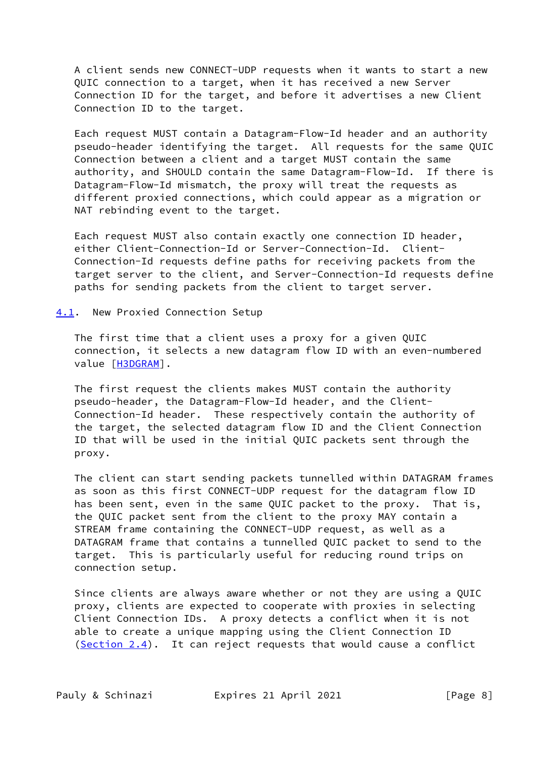A client sends new CONNECT-UDP requests when it wants to start a new QUIC connection to a target, when it has received a new Server Connection ID for the target, and before it advertises a new Client Connection ID to the target.

Each request MUST contain a Datagram-Flow-Id header and an authority pseudo-header identifying the target. All requests for the same QUIC Connection between a client and a target MUST contain the same authority, and SHOULD contain the same Datagram-Flow-Id. If there is Datagram-Flow-Id mismatch, the proxy will treat the requests as different proxied connections, which could appear as a migration or NAT rebinding event to the target.

Each request MUST also contain exactly one connection ID header, either Client-Connection-Id or Server-Connection-Id. Client-Connection-Id requests define paths for receiving packets from the target server to the client, and Server-Connection-Id requests define paths for sending packets from the client to target server.

## 4.1. New Proxied Connection Setup

The first time that a client uses a proxy for a given QUIC connection, it selects a new datagram flow ID with an even-numbered value [H3DGRAM].

The first request the clients makes MUST contain the authority pseudo-header, the Datagram-Flow-Id header, and the Client-Connection-Id header. These respectively contain the authority of the target, the selected datagram flow ID and the Client Connection ID that will be used in the initial QUIC packets sent through the proxy.

The client can start sending packets tunnelled within DATAGRAM frames as soon as this first CONNECT-UDP request for the datagram flow ID has been sent, even in the same QUIC packet to the proxy. That is, the QUIC packet sent from the client to the proxy MAY contain a STREAM frame containing the CONNECT-UDP request, as well as a DATAGRAM frame that contains a tunnelled QUIC packet to send to the target. This is particularly useful for reducing round trips on connection setup.

Since clients are always aware whether or not they are using a QUIC proxy, clients are expected to cooperate with proxies in selecting Client Connection IDs. A proxy detects a conflict when it is not able to create a unique mapping using the Client Connection ID (Section 2.4). It can reject requests that would cause a conflict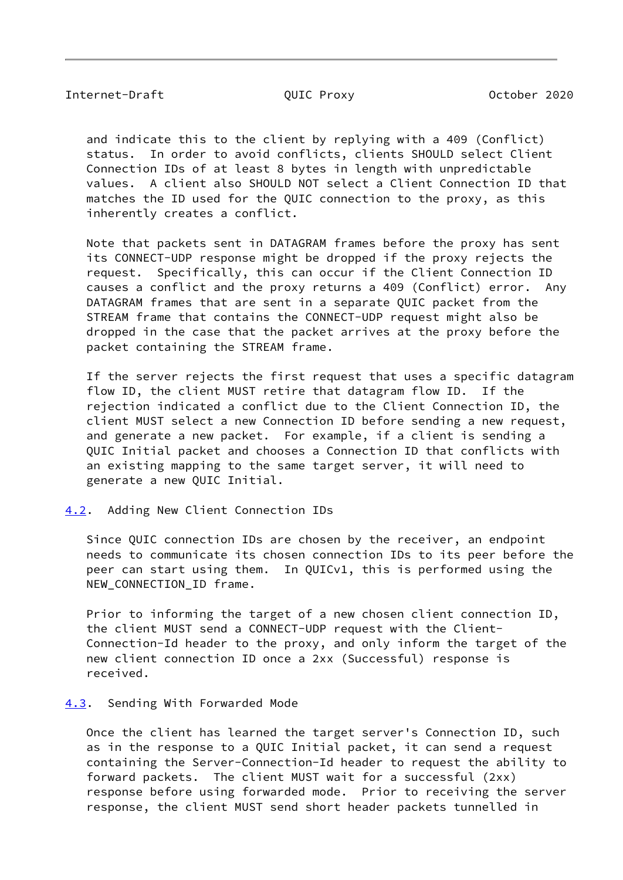and indicate this to the client by replying with a 409 (Conflict) status. In order to avoid conflicts, clients SHOULD select Client Connection IDs of at least 8 bytes in length with unpredictable values. A client also SHOULD NOT select a Client Connection ID that matches the ID used for the QUIC connection to the proxy, as this inherently creates a conflict.

Note that packets sent in DATAGRAM frames before the proxy has sent its CONNECT-UDP response might be dropped if the proxy rejects the request. Specifically, this can occur if the Client Connection ID causes a conflict and the proxy returns a 409 (Conflict) error. Any DATAGRAM frames that are sent in a separate QUIC packet from the STREAM frame that contains the CONNECT-UDP request might also be dropped in the case that the packet arrives at the proxy before the packet containing the STREAM frame.

If the server rejects the first request that uses a specific datagram flow ID, the client MUST retire that datagram flow ID. If the rejection indicated a conflict due to the Client Connection ID, the client MUST select a new Connection ID before sending a new request, and generate a new packet. For example, if a client is sending a QUIC Initial packet and chooses a Connection ID that conflicts with an existing mapping to the same target server, it will need to generate a new QUIC Initial.

## 4.2. Adding New Client Connection IDs

Since QUIC connection IDs are chosen by the receiver, an endpoint needs to communicate its chosen connection IDs to its peer before the peer can start using them. In QUICv1, this is performed using the NEW_CONNECTION_ID frame.

Prior to informing the target of a new chosen client connection ID, the client MUST send a CONNECT-UDP request with the Client-Connection-Id header to the proxy, and only inform the target of the new client connection ID once a 2xx (Successful) response is received.

## 4.3. Sending With Forwarded Mode

Once the client has learned the target server's Connection ID, such as in the response to a QUIC Initial packet, it can send a request containing the Server-Connection-Id header to request the ability to forward packets. The client MUST wait for a successful (2xx) response before using forwarded mode. Prior to receiving the server response, the client MUST send short header packets tunnelled in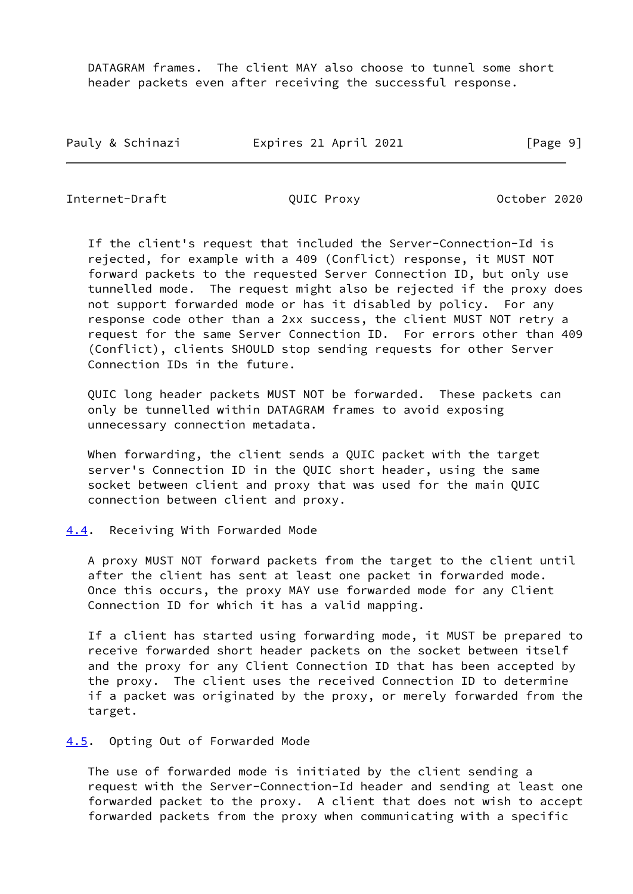DATAGRAM frames. The client MAY also choose to tunnel some short header packets even after receiving the successful response.

If the client's request that included the Server-Connection-Id is rejected, for example with a 409 (Conflict) response, it MUST NOT forward packets to the requested Server Connection ID, but only use tunnelled mode. The request might also be rejected if the proxy does not support forwarded mode or has it disabled by policy. For any response code other than a 2xx success, the client MUST NOT retry a request for the same Server Connection ID. For errors other than 409 (Conflict), clients SHOULD stop sending requests for other Server Connection IDs in the future.

QUIC long header packets MUST NOT be forwarded. These packets can only be tunnelled within DATAGRAM frames to avoid exposing unnecessary connection metadata.

When forwarding, the client sends a QUIC packet with the target server's Connection ID in the QUIC short header, using the same socket between client and proxy that was used for the main QUIC connection between client and proxy.

### 4.4. Receiving With Forwarded Mode

A proxy MUST NOT forward packets from the target to the client until after the client has sent at least one packet in forwarded mode. Once this occurs, the proxy MAY use forwarded mode for any Client Connection ID for which it has a valid mapping.

If a client has started using forwarding mode, it MUST be prepared to receive forwarded short header packets on the socket between itself and the proxy for any Client Connection ID that has been accepted by the proxy. The client uses the received Connection ID to determine if a packet was originated by the proxy, or merely forwarded from the target.

### 4.5. Opting Out of Forwarded Mode

The use of forwarded mode is initiated by the client sending a request with the Server-Connection-Id header and sending at least one forwarded packet to the proxy. A client that does not wish to accept forwarded packets from the proxy when communicating with a specific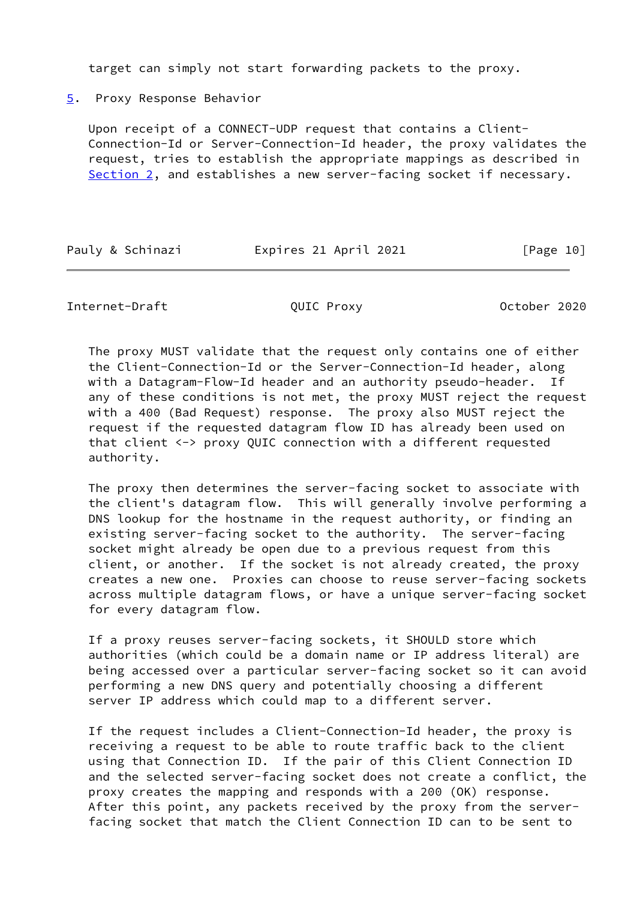target can simply not start forwarding packets to the proxy.

## 5. Proxy Response Behavior

Upon receipt of a CONNECT-UDP request that contains a Client-Connection-Id or Server-Connection-Id header, the proxy validates the request, tries to establish the appropriate mappings as described in Section 2, and establishes a new server-facing socket if necessary.

The proxy MUST validate that the request only contains one of either the Client-Connection-Id or the Server-Connection-Id header, along with a Datagram-Flow-Id header and an authority pseudo-header. If any of these conditions is not met, the proxy MUST reject the request with a 400 (Bad Request) response. The proxy also MUST reject the request if the requested datagram flow ID has already been used on that client <-> proxy QUIC connection with a different requested authority.

The proxy then determines the server-facing socket to associate with the client's datagram flow. This will generally involve performing a DNS lookup for the hostname in the request authority, or finding an existing server-facing socket to the authority. The server-facing socket might already be open due to a previous request from this client, or another. If the socket is not already created, the proxy creates a new one. Proxies can choose to reuse server-facing sockets across multiple datagram flows, or have a unique server-facing socket for every datagram flow.

If a proxy reuses server-facing sockets, it SHOULD store which authorities (which could be a domain name or IP address literal) are being accessed over a particular server-facing socket so it can avoid performing a new DNS query and potentially choosing a different server IP address which could map to a different server.

If the request includes a Client-Connection-Id header, the proxy is receiving a request to be able to route traffic back to the client using that Connection ID. If the pair of this Client Connection ID and the selected server-facing socket does not create a conflict, the proxy creates the mapping and responds with a 200 (OK) response. After this point, any packets received by the proxy from the server-facing socket that match the Client Connection ID can to be sent to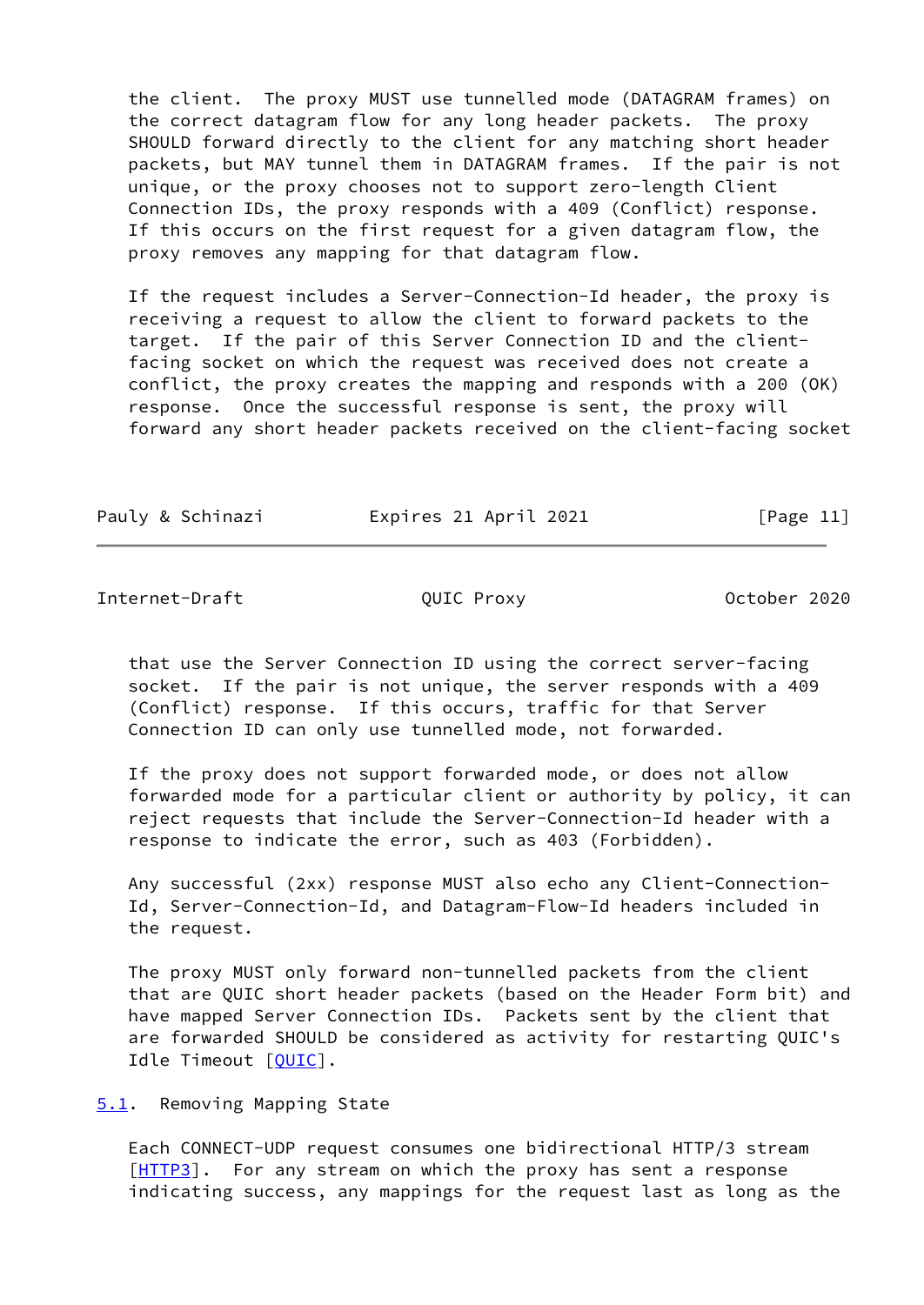the client. The proxy MUST use tunnelled mode (DATAGRAM frames) on the correct datagram flow for any long header packets. The proxy SHOULD forward directly to the client for any matching short header packets, but MAY tunnel them in DATAGRAM frames. If the pair is not unique, or the proxy chooses not to support zero-length Client Connection IDs, the proxy responds with a 409 (Conflict) response. If this occurs on the first request for a given datagram flow, the proxy removes any mapping for that datagram flow.

If the request includes a Server-Connection-Id header, the proxy is receiving a request to allow the client to forward packets to the target. If the pair of this Server Connection ID and the client-facing socket on which the request was received does not create a conflict, the proxy creates the mapping and responds with a 200 (OK) response. Once the successful response is sent, the proxy will forward any short header packets received on the client-facing socket that use the Server Connection ID using the correct server-facing socket. If the pair is not unique, the server responds with a 409 (Conflict) response. If this occurs, traffic for that Server Connection ID can only use tunnelled mode, not forwarded.

If the proxy does not support forwarded mode, or does not allow forwarded mode for a particular client or authority by policy, it can reject requests that include the Server-Connection-Id header with a response to indicate the error, such as 403 (Forbidden).

Any successful (2xx) response MUST also echo any Client-Connection-Id, Server-Connection-Id, and Datagram-Flow-Id headers included in the request.

The proxy MUST only forward non-tunnelled packets from the client that are QUIC short header packets (based on the Header Form bit) and have mapped Server Connection IDs. Packets sent by the client that are forwarded SHOULD be considered as activity for restarting QUIC's Idle Timeout [QUIC].

## 5.1. Removing Mapping State

Each CONNECT-UDP request consumes one bidirectional HTTP/3 stream [HTTP3]. For any stream on which the proxy has sent a response indicating success, any mappings for the request last as long as the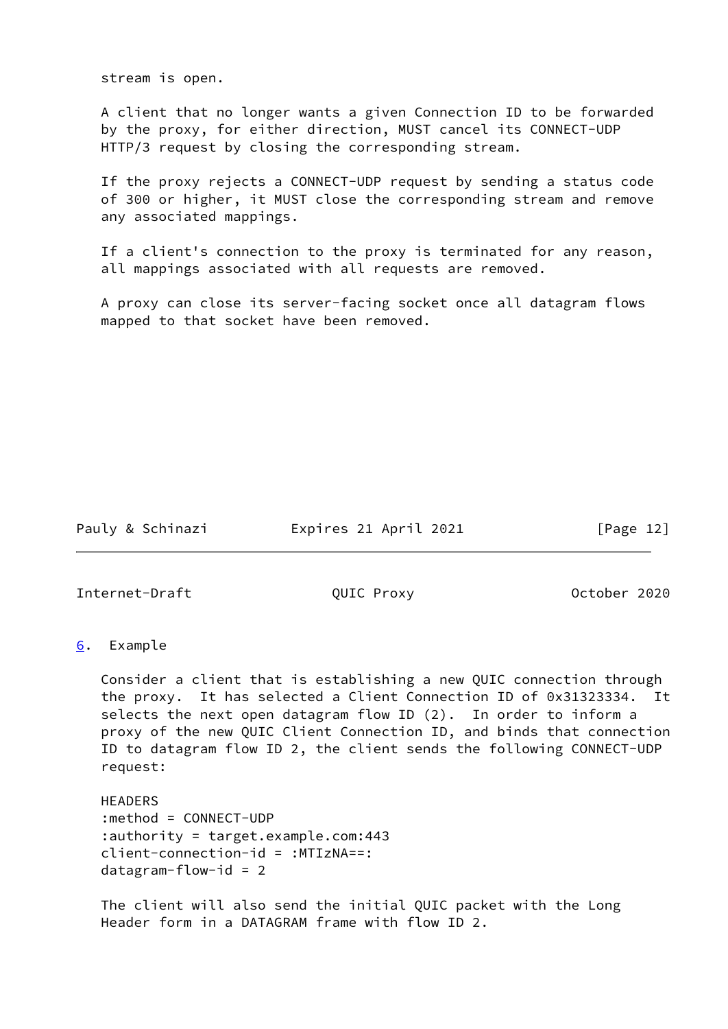stream is open.

A client that no longer wants a given Connection ID to be forwarded by the proxy, for either direction, MUST cancel its CONNECT-UDP HTTP/3 request by closing the corresponding stream.

If the proxy rejects a CONNECT-UDP request by sending a status code of 300 or higher, it MUST close the corresponding stream and remove any associated mappings.

If a client's connection to the proxy is terminated for any reason, all mappings associated with all requests are removed.

A proxy can close its server-facing socket once all datagram flows mapped to that socket have been removed.

## 6. Example

Consider a client that is establishing a new QUIC connection through the proxy. It has selected a Client Connection ID of 0x31323334. It selects the next open datagram flow ID (2). In order to inform a proxy of the new QUIC Client Connection ID, and binds that connection ID to datagram flow ID 2, the client sends the following CONNECT-UDP request:

```
HEADERS
:method = CONNECT-UDP
:authority = target.example.com:443
client-connection-id = :MTIzNA==:
datagram-flow-id = 2
```

The client will also send the initial QUIC packet with the Long Header form in a DATAGRAM frame with flow ID 2.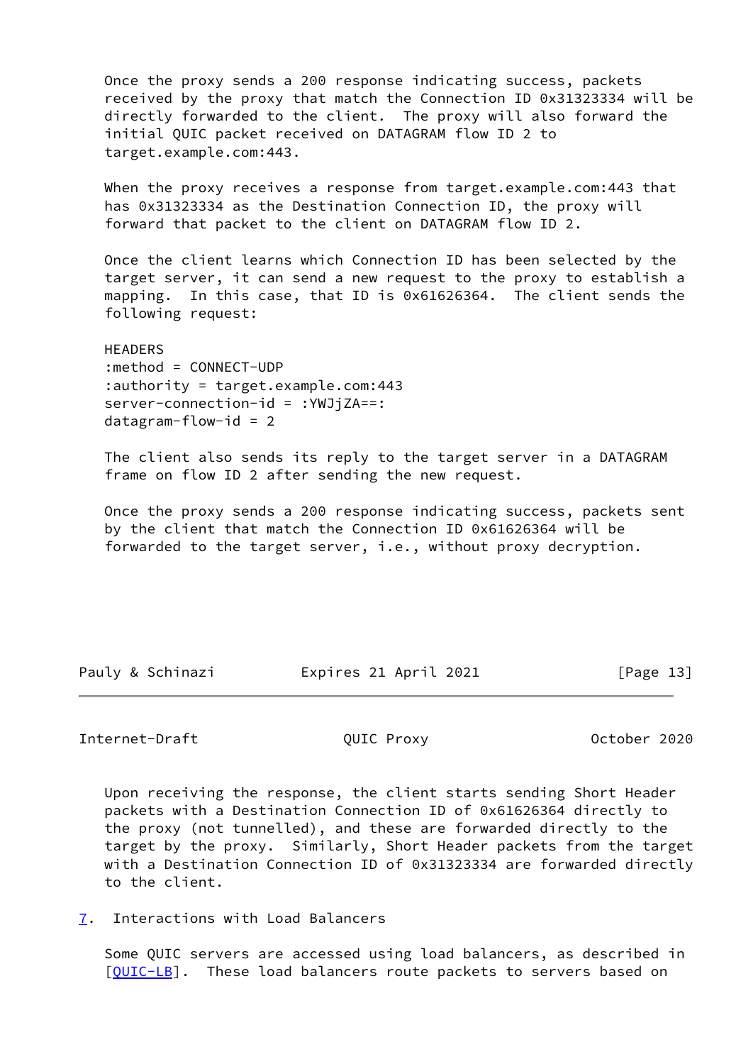Once the proxy sends a 200 response indicating success, packets received by the proxy that match the Connection ID 0x31323334 will be directly forwarded to the client. The proxy will also forward the initial QUIC packet received on DATAGRAM flow ID 2 to target.example.com:443.

When the proxy receives a response from target.example.com:443 that has 0x31323334 as the Destination Connection ID, the proxy will forward that packet to the client on DATAGRAM flow ID 2.

Once the client learns which Connection ID has been selected by the target server, it can send a new request to the proxy to establish a mapping. In this case, that ID is 0x61626364. The client sends the following request:

```
HEADERS
:method = CONNECT-UDP
:authority = target.example.com:443
server-connection-id = :YWJjZA==:
datagram-flow-id = 2
```

The client also sends its reply to the target server in a DATAGRAM frame on flow ID 2 after sending the new request.

Once the proxy sends a 200 response indicating success, packets sent by the client that match the Connection ID 0x61626364 will be forwarded to the target server, i.e., without proxy decryption.

Upon receiving the response, the client starts sending Short Header packets with a Destination Connection ID of 0x61626364 directly to the proxy (not tunnelled), and these are forwarded directly to the target by the proxy. Similarly, Short Header packets from the target with a Destination Connection ID of 0x31323334 are forwarded directly to the client.

## 7. Interactions with Load Balancers

Some QUIC servers are accessed using load balancers, as described in [QUIC-LB]. These load balancers route packets to servers based on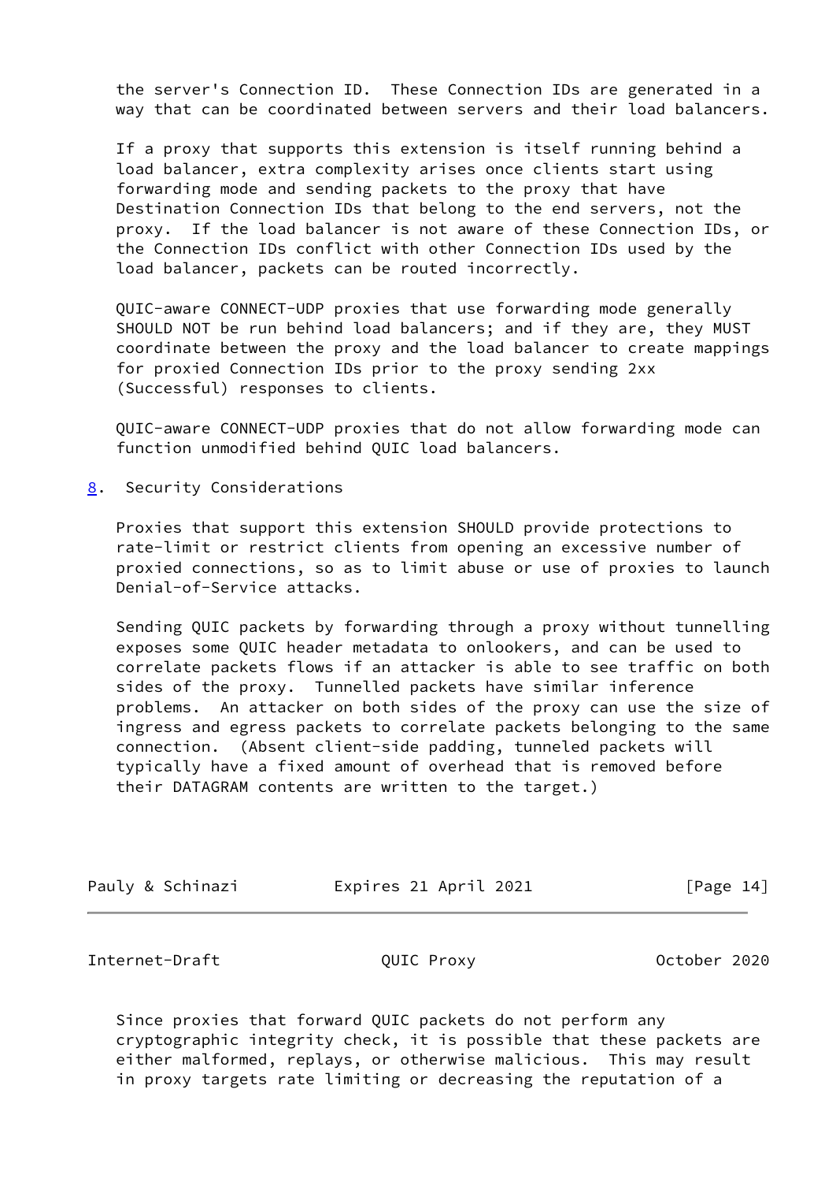the server's Connection ID. These Connection IDs are generated in a way that can be coordinated between servers and their load balancers.

If a proxy that supports this extension is itself running behind a load balancer, extra complexity arises once clients start using forwarding mode and sending packets to the proxy that have Destination Connection IDs that belong to the end servers, not the proxy. If the load balancer is not aware of these Connection IDs, or the Connection IDs conflict with other Connection IDs used by the load balancer, packets can be routed incorrectly.

QUIC-aware CONNECT-UDP proxies that use forwarding mode generally SHOULD NOT be run behind load balancers; and if they are, they MUST coordinate between the proxy and the load balancer to create mappings for proxied Connection IDs prior to the proxy sending 2xx (Successful) responses to clients.

QUIC-aware CONNECT-UDP proxies that do not allow forwarding mode can function unmodified behind QUIC load balancers.

## 8. Security Considerations

Proxies that support this extension SHOULD provide protections to rate-limit or restrict clients from opening an excessive number of proxied connections, so as to limit abuse or use of proxies to launch Denial-of-Service attacks.

Sending QUIC packets by forwarding through a proxy without tunnelling exposes some QUIC header metadata to onlookers, and can be used to correlate packets flows if an attacker is able to see traffic on both sides of the proxy. Tunnelled packets have similar inference problems. An attacker on both sides of the proxy can use the size of ingress and egress packets to correlate packets belonging to the same connection. (Absent client-side padding, tunneled packets will typically have a fixed amount of overhead that is removed before their DATAGRAM contents are written to the target.)

Since proxies that forward QUIC packets do not perform any cryptographic integrity check, it is possible that these packets are either malformed, replays, or otherwise malicious. This may result in proxy targets rate limiting or decreasing the reputation of a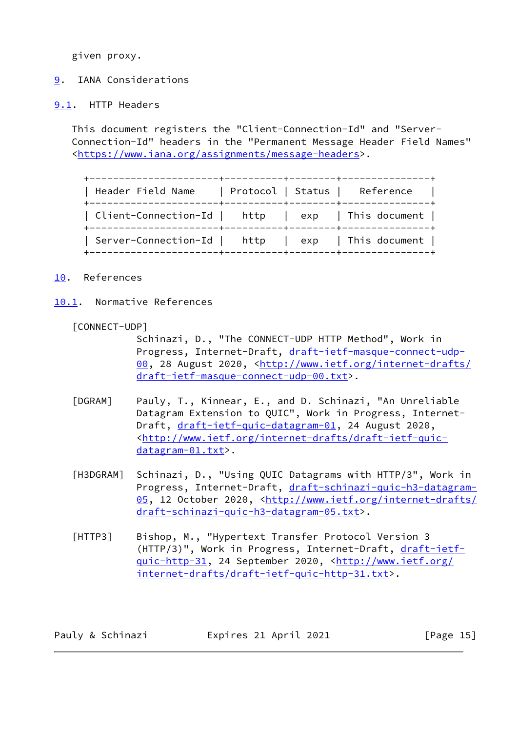given proxy.

# 9. IANA Considerations

## 9.1. HTTP Headers

This document registers the "Client-Connection-Id" and "Server-Connection-Id" headers in the "Permanent Message Header Field Names" <https://www.iana.org/assignments/message-headers>.

| Header Field Name | Protocol | Status | Reference |
|---|---|---|---|
| Client-Connection-Id | http | exp | This document |
| Server-Connection-Id | http | exp | This document |

# 10. References

## 10.1. Normative References

[CONNECT-UDP]
Schinazi, D., "The CONNECT-UDP HTTP Method", Work in Progress, Internet-Draft, draft-ietf-masque-connect-udp-00, 28 August 2020, <http://www.ietf.org/internet-drafts/draft-ietf-masque-connect-udp-00.txt>.

[DGRAM]
Pauly, T., Kinnear, E., and D. Schinazi, "An Unreliable Datagram Extension to QUIC", Work in Progress, Internet-Draft, draft-ietf-quic-datagram-01, 24 August 2020, <http://www.ietf.org/internet-drafts/draft-ietf-quic-datagram-01.txt>.

[H3DGRAM]
Schinazi, D., "Using QUIC Datagrams with HTTP/3", Work in Progress, Internet-Draft, draft-schinazi-quic-h3-datagram-05, 12 October 2020, <http://www.ietf.org/internet-drafts/draft-schinazi-quic-h3-datagram-05.txt>.

[HTTP3]
Bishop, M., "Hypertext Transfer Protocol Version 3 (HTTP/3)", Work in Progress, Internet-Draft, draft-ietf-quic-http-31, 24 September 2020, <http://www.ietf.org/internet-drafts/draft-ietf-quic-http-31.txt>.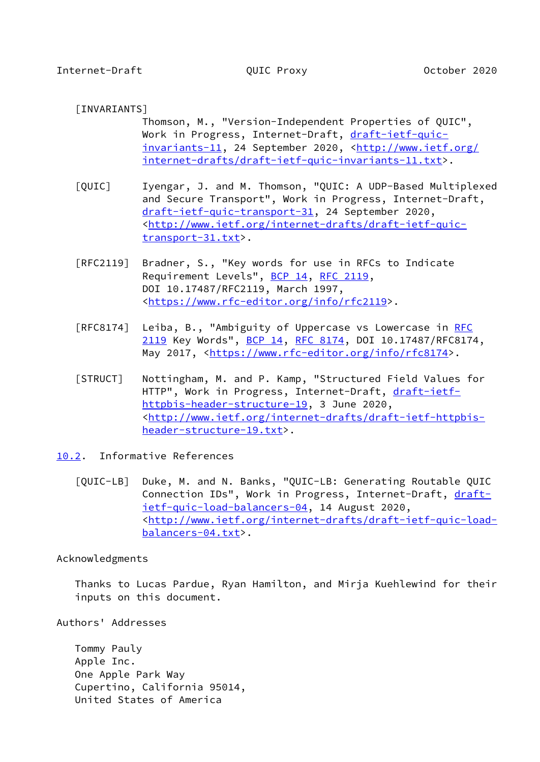[INVARIANTS]
Thomson, M., "Version-Independent Properties of QUIC", Work in Progress, Internet-Draft, draft-ietf-quic-invariants-11, 24 September 2020, <http://www.ietf.org/internet-drafts/draft-ietf-quic-invariants-11.txt>.

[QUIC]
Iyengar, J. and M. Thomson, "QUIC: A UDP-Based Multiplexed and Secure Transport", Work in Progress, Internet-Draft, draft-ietf-quic-transport-31, 24 September 2020, <http://www.ietf.org/internet-drafts/draft-ietf-quic-transport-31.txt>.

[RFC2119]
Bradner, S., "Key words for use in RFCs to Indicate Requirement Levels", BCP 14, RFC 2119, DOI 10.17487/RFC2119, March 1997, <https://www.rfc-editor.org/info/rfc2119>.

[RFC8174]
Leiba, B., "Ambiguity of Uppercase vs Lowercase in RFC 2119 Key Words", BCP 14, RFC 8174, DOI 10.17487/RFC8174, May 2017, <https://www.rfc-editor.org/info/rfc8174>.

[STRUCT]
Nottingham, M. and P. Kamp, "Structured Field Values for HTTP", Work in Progress, Internet-Draft, draft-ietf-httpbis-header-structure-19, 3 June 2020, <http://www.ietf.org/internet-drafts/draft-ietf-httpbis-header-structure-19.txt>.

## 10.2. Informative References

[QUIC-LB]
Duke, M. and N. Banks, "QUIC-LB: Generating Routable QUIC Connection IDs", Work in Progress, Internet-Draft, draft-ietf-quic-load-balancers-04, 14 August 2020, <http://www.ietf.org/internet-drafts/draft-ietf-quic-load-balancers-04.txt>.

## Acknowledgments

Thanks to Lucas Pardue, Ryan Hamilton, and Mirja Kuehlewind for their inputs on this document.

## Authors' Addresses

Tommy Pauly
Apple Inc.
One Apple Park Way
Cupertino, California 95014,
United States of America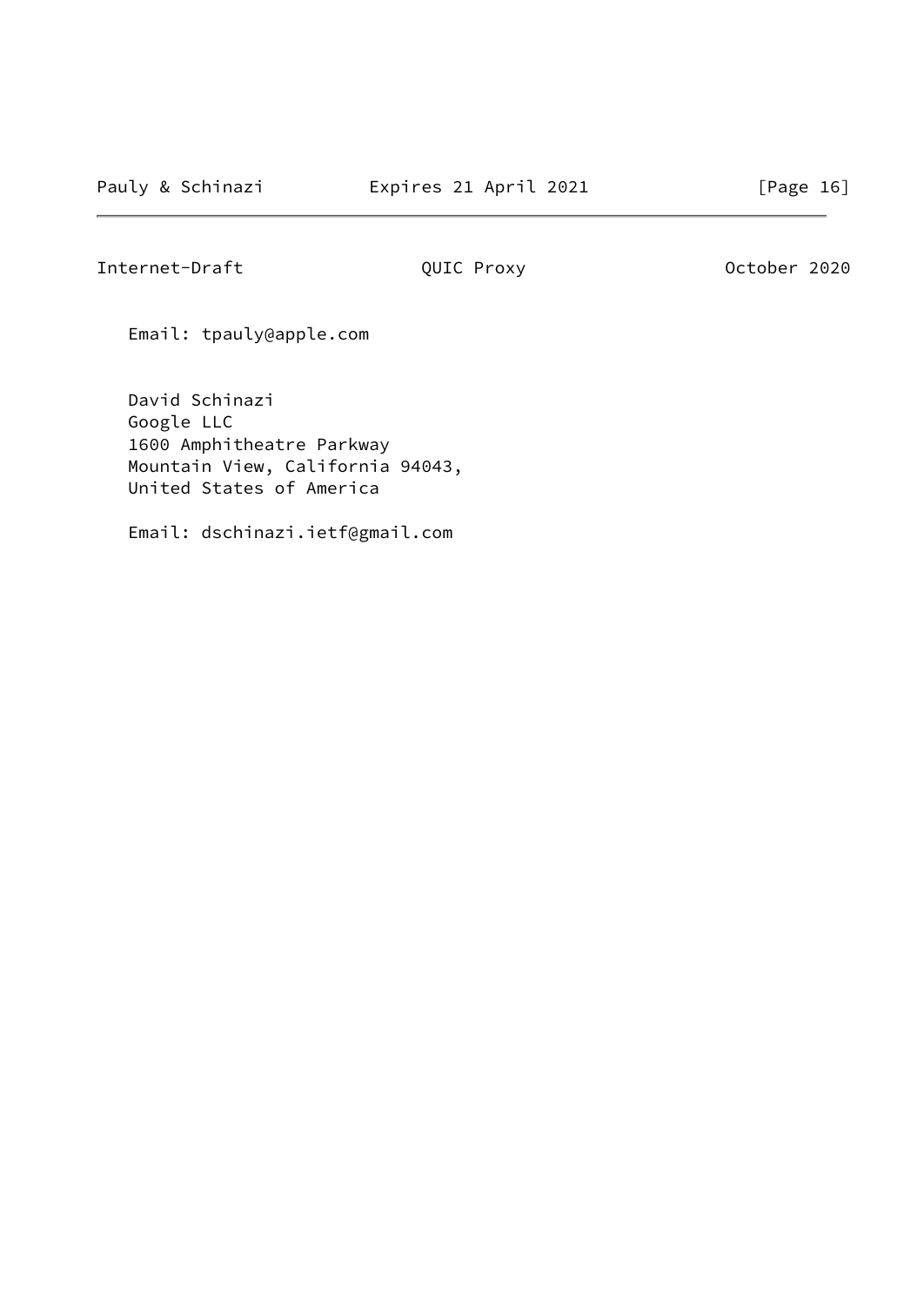Email: tpauly@apple.com

David Schinazi
Google LLC
1600 Amphitheatre Parkway
Mountain View, California 94043,
United States of America

Email: dschinazi.ietf@gmail.com